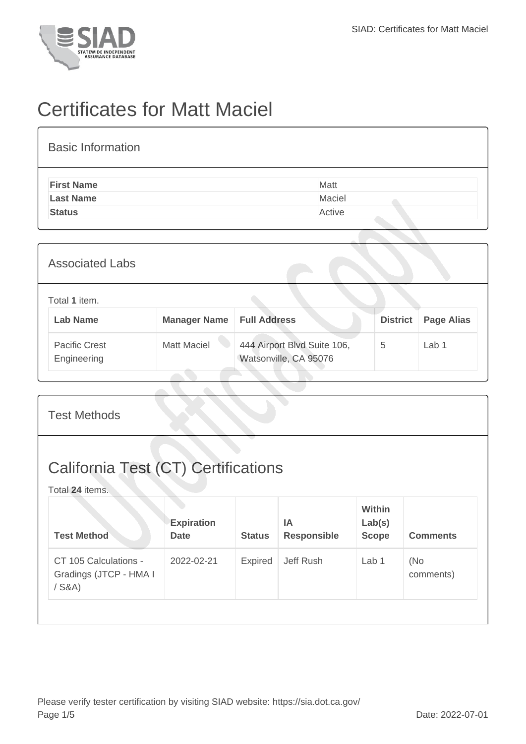# Certificates for Matt Maciel

## Basic Information

| | |
|---|---|
| **First Name** | Matt |
| **Last Name** | Maciel |
| **Status** | Active |

## Associated Labs

Total **1** item.

| Lab Name | Manager Name | Full Address | District | Page Alias |
|---|---|---|---|---|
| Pacific Crest Engineering | Matt Maciel | 444 Airport Blvd Suite 106, Watsonville, CA 95076 | 5 | Lab 1 |

## Test Methods

## California Test (CT) Certifications

Total **24** items.

| Test Method | Expiration Date | Status | IA Responsible | Within Lab(s) Scope | Comments |
|---|---|---|---|---|---|
| CT 105 Calculations - Gradings (JTCP - HMA I / S&A) | 2022-02-21 | Expired | Jeff Rush | Lab 1 | (No comments) |

Please verify tester certification by visiting SIAD website: https://sia.dot.ca.gov/

Date: 2022-07-01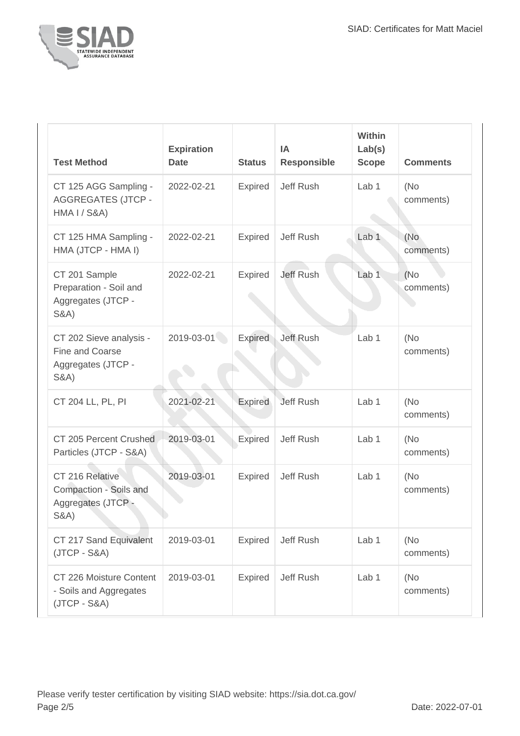| Test Method | Expiration Date | Status | IA Responsible | Within Lab(s) Scope | Comments |
|---|---|---|---|---|---|
| CT 125 AGG Sampling - AGGREGATES (JTCP - HMA I / S&A) | 2022-02-21 | Expired | Jeff Rush | Lab 1 | (No comments) |
| CT 125 HMA Sampling - HMA (JTCP - HMA I) | 2022-02-21 | Expired | Jeff Rush | Lab 1 | (No comments) |
| CT 201 Sample Preparation - Soil and Aggregates (JTCP - S&A) | 2022-02-21 | Expired | Jeff Rush | Lab 1 | (No comments) |
| CT 202 Sieve analysis - Fine and Coarse Aggregates (JTCP - S&A) | 2019-03-01 | Expired | Jeff Rush | Lab 1 | (No comments) |
| CT 204 LL, PL, PI | 2021-02-21 | Expired | Jeff Rush | Lab 1 | (No comments) |
| CT 205 Percent Crushed Particles (JTCP - S&A) | 2019-03-01 | Expired | Jeff Rush | Lab 1 | (No comments) |
| CT 216 Relative Compaction - Soils and Aggregates (JTCP - S&A) | 2019-03-01 | Expired | Jeff Rush | Lab 1 | (No comments) |
| CT 217 Sand Equivalent (JTCP - S&A) | 2019-03-01 | Expired | Jeff Rush | Lab 1 | (No comments) |
| CT 226 Moisture Content - Soils and Aggregates (JTCP - S&A) | 2019-03-01 | Expired | Jeff Rush | Lab 1 | (No comments) |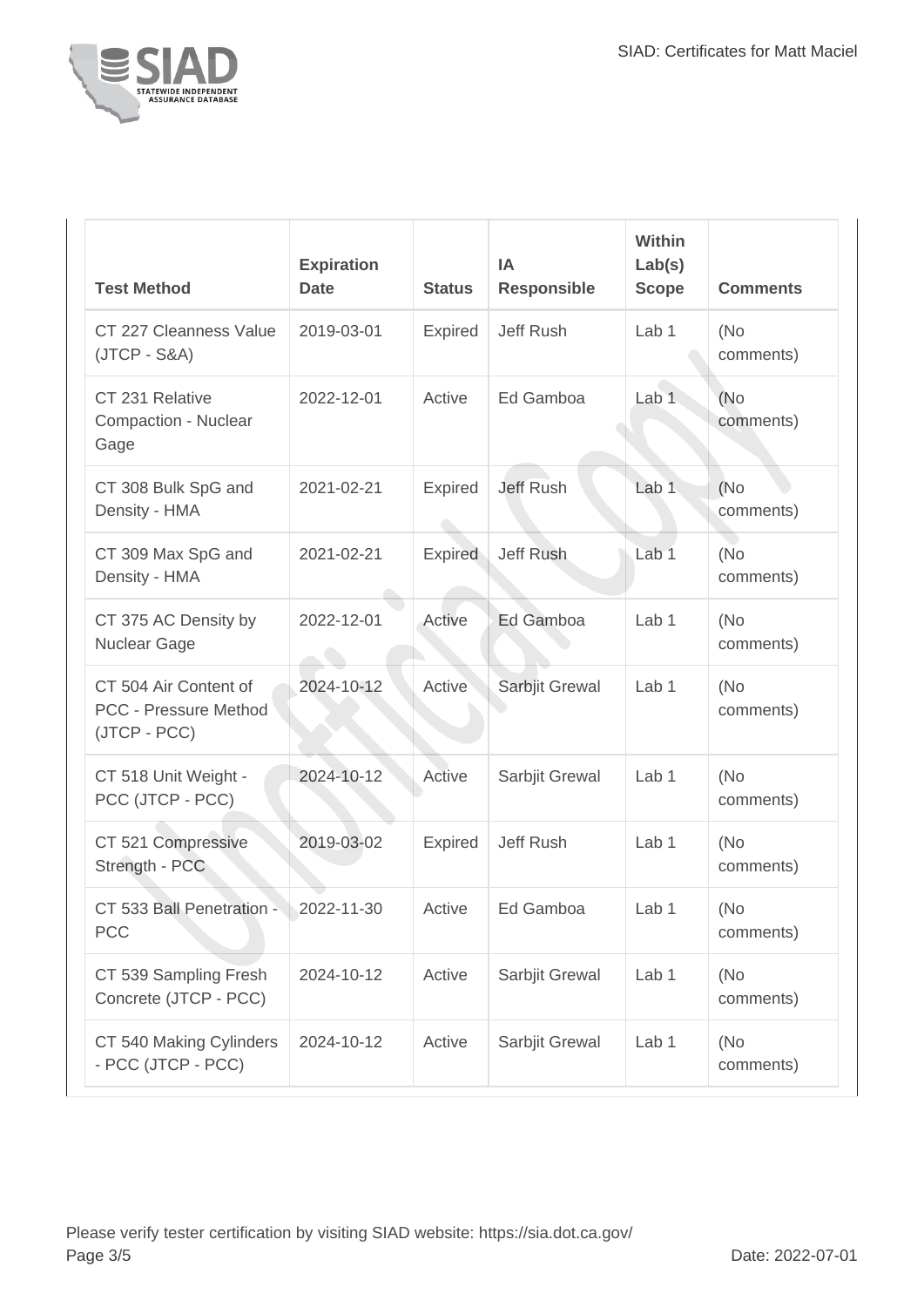| Test Method | Expiration Date | Status | IA Responsible | Within Lab(s) Scope | Comments |
|---|---|---|---|---|---|
| CT 227 Cleanness Value (JTCP - S&A) | 2019-03-01 | Expired | Jeff Rush | Lab 1 | (No comments) |
| CT 231 Relative Compaction - Nuclear Gage | 2022-12-01 | Active | Ed Gamboa | Lab 1 | (No comments) |
| CT 308 Bulk SpG and Density - HMA | 2021-02-21 | Expired | Jeff Rush | Lab 1 | (No comments) |
| CT 309 Max SpG and Density - HMA | 2021-02-21 | Expired | Jeff Rush | Lab 1 | (No comments) |
| CT 375 AC Density by Nuclear Gage | 2022-12-01 | Active | Ed Gamboa | Lab 1 | (No comments) |
| CT 504 Air Content of PCC - Pressure Method (JTCP - PCC) | 2024-10-12 | Active | Sarbjit Grewal | Lab 1 | (No comments) |
| CT 518 Unit Weight - PCC (JTCP - PCC) | 2024-10-12 | Active | Sarbjit Grewal | Lab 1 | (No comments) |
| CT 521 Compressive Strength - PCC | 2019-03-02 | Expired | Jeff Rush | Lab 1 | (No comments) |
| CT 533 Ball Penetration - PCC | 2022-11-30 | Active | Ed Gamboa | Lab 1 | (No comments) |
| CT 539 Sampling Fresh Concrete (JTCP - PCC) | 2024-10-12 | Active | Sarbjit Grewal | Lab 1 | (No comments) |
| CT 540 Making Cylinders - PCC (JTCP - PCC) | 2024-10-12 | Active | Sarbjit Grewal | Lab 1 | (No comments) |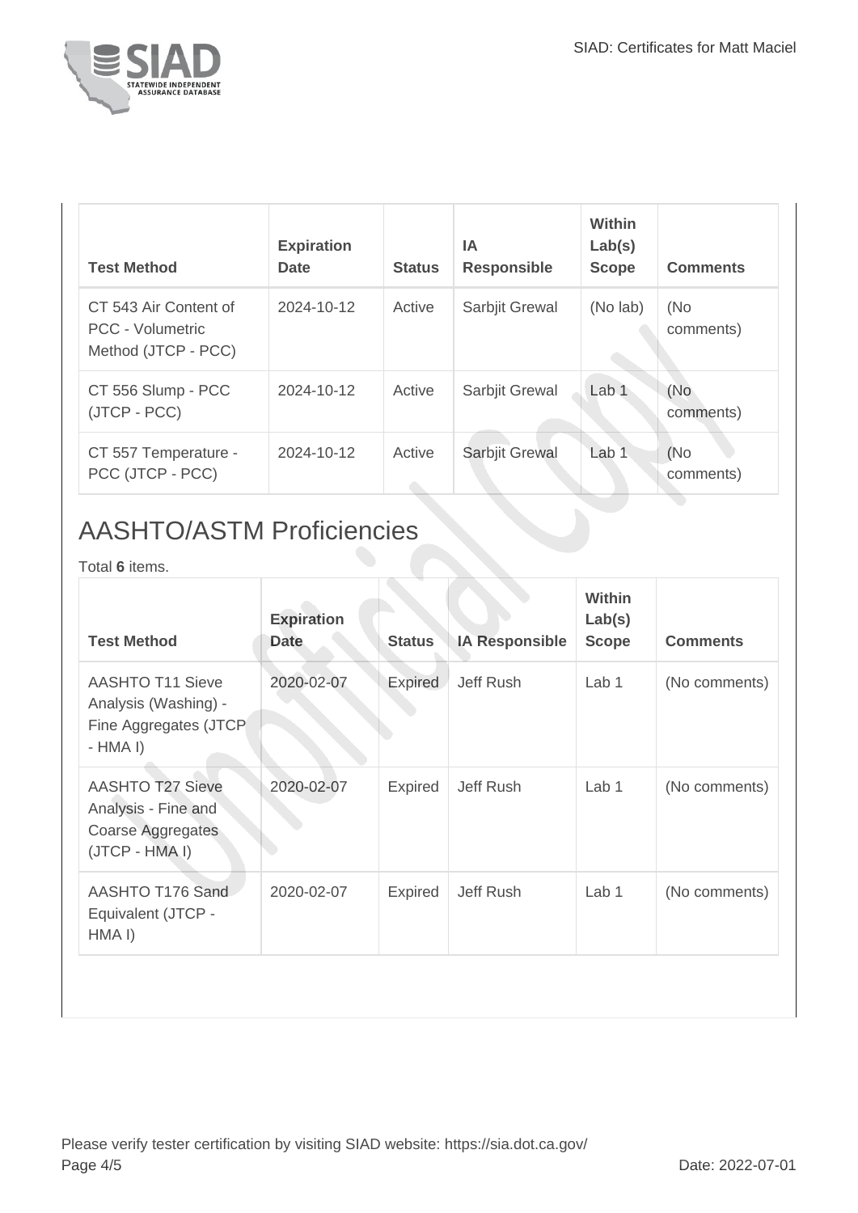| Test Method | Expiration Date | Status | IA Responsible | Within Lab(s) Scope | Comments |
|---|---|---|---|---|---|
| CT 543 Air Content of PCC - Volumetric Method (JTCP - PCC) | 2024-10-12 | Active | Sarbjit Grewal | (No lab) | (No comments) |
| CT 556 Slump - PCC (JTCP - PCC) | 2024-10-12 | Active | Sarbjit Grewal | Lab 1 | (No comments) |
| CT 557 Temperature - PCC (JTCP - PCC) | 2024-10-12 | Active | Sarbjit Grewal | Lab 1 | (No comments) |

## AASHTO/ASTM Proficiencies

Total **6** items.

| Test Method | Expiration Date | Status | IA Responsible | Within Lab(s) Scope | Comments |
|---|---|---|---|---|---|
| AASHTO T11 Sieve Analysis (Washing) - Fine Aggregates (JTCP - HMA I) | 2020-02-07 | Expired | Jeff Rush | Lab 1 | (No comments) |
| AASHTO T27 Sieve Analysis - Fine and Coarse Aggregates (JTCP - HMA I) | 2020-02-07 | Expired | Jeff Rush | Lab 1 | (No comments) |
| AASHTO T176 Sand Equivalent (JTCP - HMA I) | 2020-02-07 | Expired | Jeff Rush | Lab 1 | (No comments) |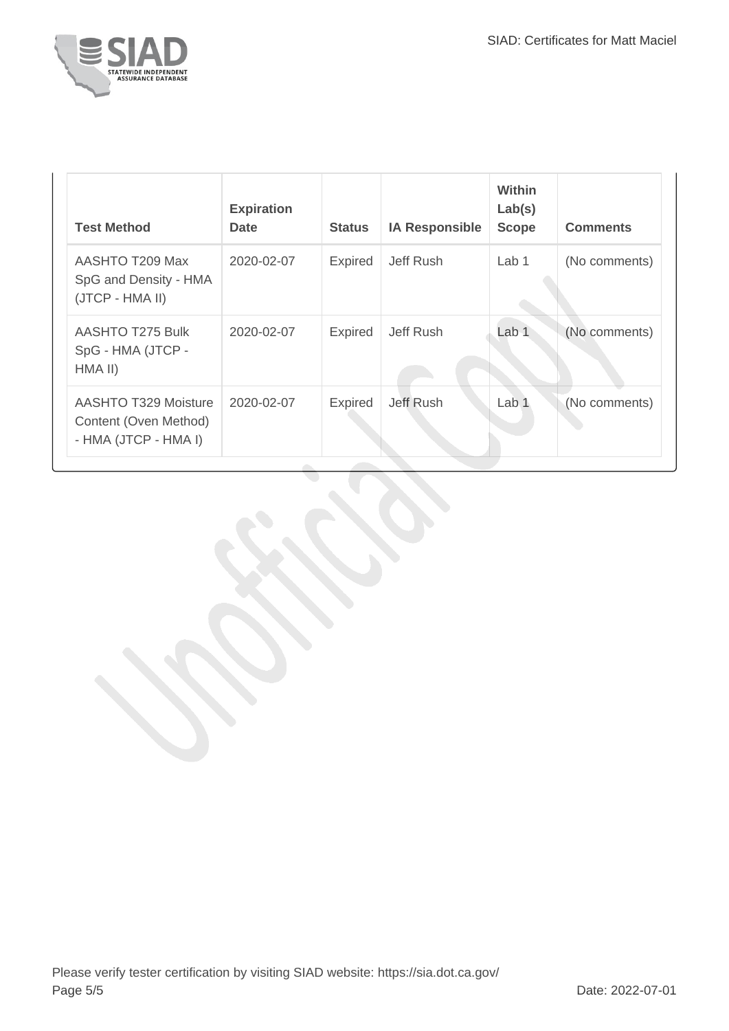| Test Method | Expiration Date | Status | IA Responsible | Within Lab(s) Scope | Comments |
|---|---|---|---|---|---|
| AASHTO T209 Max SpG and Density - HMA (JTCP - HMA II) | 2020-02-07 | Expired | Jeff Rush | Lab 1 | (No comments) |
| AASHTO T275 Bulk SpG - HMA (JTCP - HMA II) | 2020-02-07 | Expired | Jeff Rush | Lab 1 | (No comments) |
| AASHTO T329 Moisture Content (Oven Method) - HMA (JTCP - HMA I) | 2020-02-07 | Expired | Jeff Rush | Lab 1 | (No comments) |

Please verify tester certification by visiting SIAD website: https://sia.dot.ca.gov/

Date: 2022-07-01